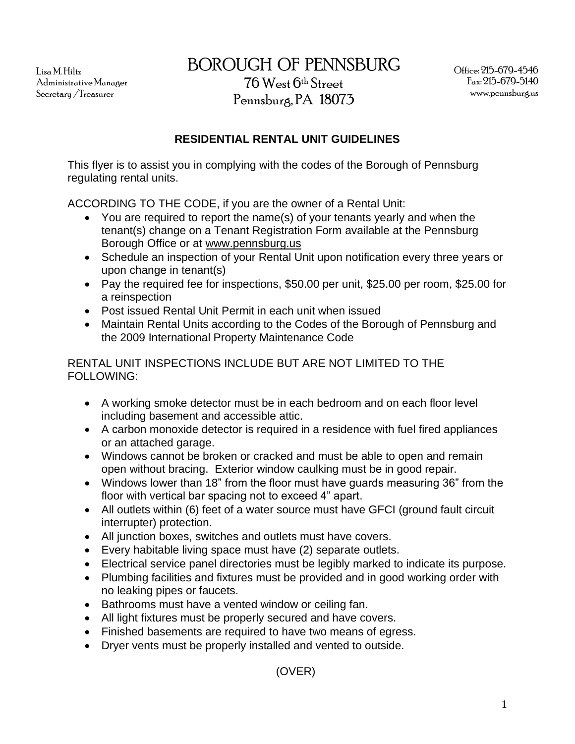Lisa M. Hiltz
Administrative Manager
Secretary /Treasurer

# BOROUGH OF PENNSBURG

76 West 6th Street
Pennsburg, PA 18073

Office: 215-679-4546
Fax: 215-679-5140
www.pennsburg.us

## RESIDENTIAL RENTAL UNIT GUIDELINES

This flyer is to assist you in complying with the codes of the Borough of Pennsburg regulating rental units.

ACCORDING TO THE CODE, if you are the owner of a Rental Unit:

- You are required to report the name(s) of your tenants yearly and when the tenant(s) change on a Tenant Registration Form available at the Pennsburg Borough Office or at www.pennsburg.us
- Schedule an inspection of your Rental Unit upon notification every three years or upon change in tenant(s)
- Pay the required fee for inspections, $50.00 per unit, $25.00 per room, $25.00 for a reinspection
- Post issued Rental Unit Permit in each unit when issued
- Maintain Rental Units according to the Codes of the Borough of Pennsburg and the 2009 International Property Maintenance Code

RENTAL UNIT INSPECTIONS INCLUDE BUT ARE NOT LIMITED TO THE FOLLOWING:

- A working smoke detector must be in each bedroom and on each floor level including basement and accessible attic.
- A carbon monoxide detector is required in a residence with fuel fired appliances or an attached garage.
- Windows cannot be broken or cracked and must be able to open and remain open without bracing. Exterior window caulking must be in good repair.
- Windows lower than 18" from the floor must have guards measuring 36" from the floor with vertical bar spacing not to exceed 4" apart.
- All outlets within (6) feet of a water source must have GFCI (ground fault circuit interrupter) protection.
- All junction boxes, switches and outlets must have covers.
- Every habitable living space must have (2) separate outlets.
- Electrical service panel directories must be legibly marked to indicate its purpose.
- Plumbing facilities and fixtures must be provided and in good working order with no leaking pipes or faucets.
- Bathrooms must have a vented window or ceiling fan.
- All light fixtures must be properly secured and have covers.
- Finished basements are required to have two means of egress.
- Dryer vents must be properly installed and vented to outside.

(OVER)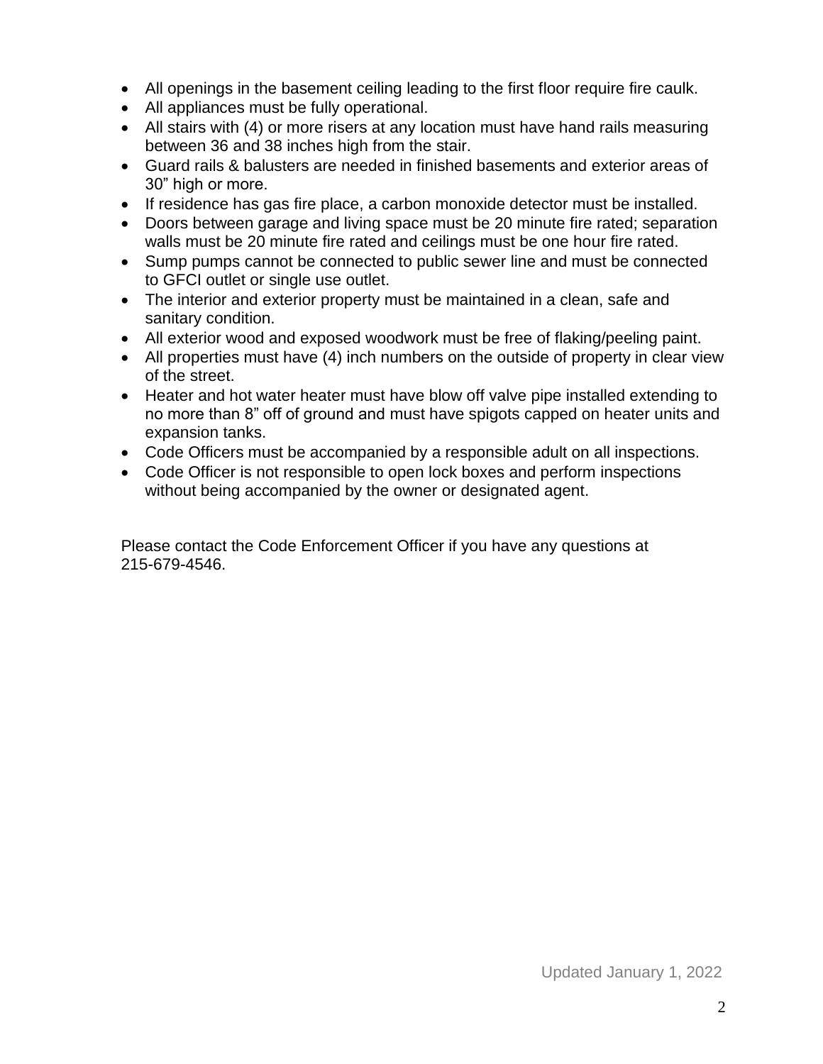- All openings in the basement ceiling leading to the first floor require fire caulk.
- All appliances must be fully operational.
- All stairs with (4) or more risers at any location must have hand rails measuring between 36 and 38 inches high from the stair.
- Guard rails & balusters are needed in finished basements and exterior areas of 30" high or more.
- If residence has gas fire place, a carbon monoxide detector must be installed.
- Doors between garage and living space must be 20 minute fire rated; separation walls must be 20 minute fire rated and ceilings must be one hour fire rated.
- Sump pumps cannot be connected to public sewer line and must be connected to GFCI outlet or single use outlet.
- The interior and exterior property must be maintained in a clean, safe and sanitary condition.
- All exterior wood and exposed woodwork must be free of flaking/peeling paint.
- All properties must have (4) inch numbers on the outside of property in clear view of the street.
- Heater and hot water heater must have blow off valve pipe installed extending to no more than 8" off of ground and must have spigots capped on heater units and expansion tanks.
- Code Officers must be accompanied by a responsible adult on all inspections.
- Code Officer is not responsible to open lock boxes and perform inspections without being accompanied by the owner or designated agent.

Please contact the Code Enforcement Officer if you have any questions at 215-679-4546.

Updated January 1, 2022